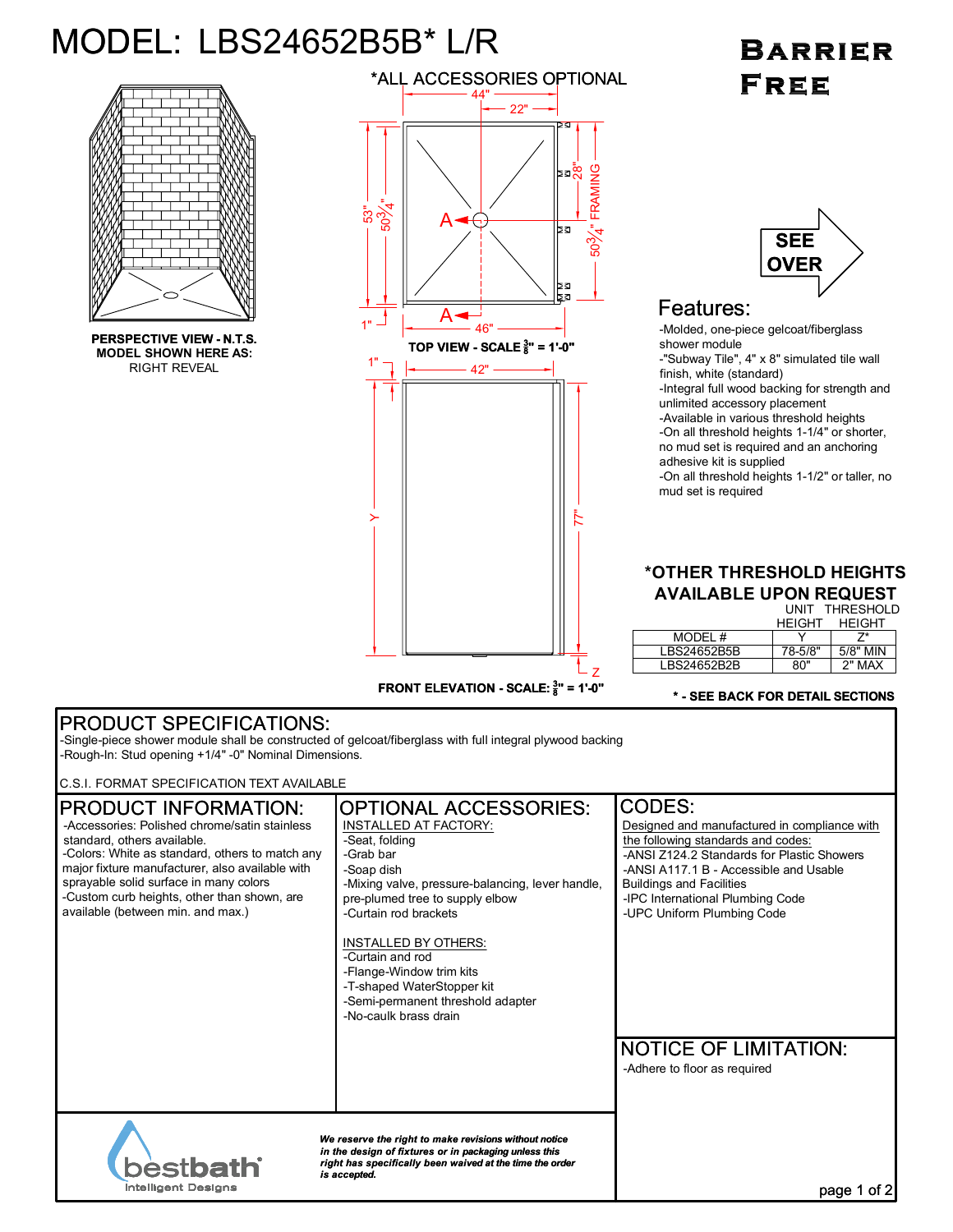# MODEL: LBS24652B5B* L/R

**Barrier Free**

*ALL ACCESSORIES OPTIONAL

**PERSPECTIVE VIEW - N.T.S.**
**MODEL SHOWN HERE AS:**
RIGHT REVEAL

44" 22"

53" $50\frac{3}{4}$" 28" $50\frac{3}{4}$" FRAMING

1" 46"

**TOP VIEW - SCALE $\frac{3}{8}$" = 1'-0"**

1" 42"

Y 77"

Z

**FRONT ELEVATION - SCALE: $\frac{3}{8}$" = 1'-0"**

SEE OVER

## Features:

- Molded, one-piece gelcoat/fiberglass shower module
- "Subway Tile", 4" x 8" simulated tile wall finish, white (standard)
- Integral full wood backing for strength and unlimited accessory placement
- Available in various threshold heights
- On all threshold heights 1-1/4" or shorter, no mud set is required and an anchoring adhesive kit is supplied
- On all threshold heights 1-1/2" or taller, no mud set is required

### *OTHER THRESHOLD HEIGHTS AVAILABLE UPON REQUEST

| MODEL # | UNIT HEIGHT Y | THRESHOLD HEIGHT Z* |
|---|---|---|
| LBS24652B5B | 78-5/8" | 5/8" MIN |
| LBS24652B2B | 80" | 2" MAX |

**\* - SEE BACK FOR DETAIL SECTIONS**

## PRODUCT SPECIFICATIONS:

- Single-piece shower module shall be constructed of gelcoat/fiberglass with full integral plywood backing
- Rough-In: Stud opening +1/4" -0" Nominal Dimensions.

C.S.I. FORMAT SPECIFICATION TEXT AVAILABLE

## PRODUCT INFORMATION:

- Accessories: Polished chrome/satin stainless standard, others available.
- Colors: White as standard, others to match any major fixture manufacturer, also available with sprayable solid surface in many colors
- Custom curb heights, other than shown, are available (between min. and max.)

## OPTIONAL ACCESSORIES:

INSTALLED AT FACTORY:

- Seat, folding
- Grab bar
- Soap dish
- Mixing valve, pressure-balancing, lever handle, pre-plumed tree to supply elbow
- Curtain rod brackets

INSTALLED BY OTHERS:

- Curtain and rod
- Flange-Window trim kits
- T-shaped WaterStopper kit
- Semi-permanent threshold adapter
- No-caulk brass drain

## CODES:

Designed and manufactured in compliance with the following standards and codes:

- ANSI Z124.2 Standards for Plastic Showers
- ANSI A117.1 B - Accessible and Usable Buildings and Facilities
- IPC International Plumbing Code
- UPC Uniform Plumbing Code

## NOTICE OF LIMITATION:

- Adhere to floor as required

bestbath Intelligent Designs

***We reserve the right to make revisions without notice in the design of fixtures or in packaging unless this right has specifically been waived at the time the order is accepted.***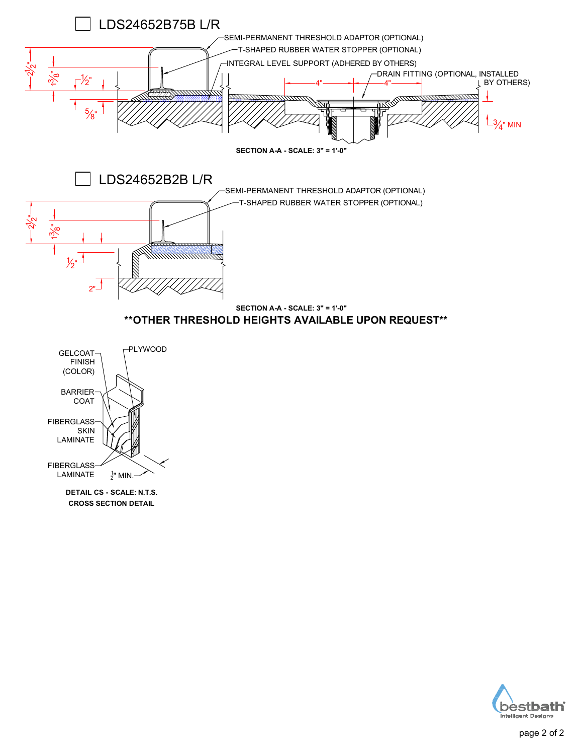☐ LDS24652B75B L/R

SEMI-PERMANENT THRESHOLD ADAPTOR (OPTIONAL)

T-SHAPED RUBBER WATER STOPPER (OPTIONAL)

INTEGRAL LEVEL SUPPORT (ADHERED BY OTHERS)

DRAIN FITTING (OPTIONAL, INSTALLED BY OTHERS)

2½"

1⅜"

½"

⅝"

4"

4"

¾" MIN

**SECTION A-A - SCALE: 3" = 1'-0"**

☐ LDS24652B2B L/R

SEMI-PERMANENT THRESHOLD ADAPTOR (OPTIONAL)

T-SHAPED RUBBER WATER STOPPER (OPTIONAL)

2½"

1⅜"

½"

2"

**SECTION A-A - SCALE: 3" = 1'-0"**

## **\*\*OTHER THRESHOLD HEIGHTS AVAILABLE UPON REQUEST\*\***

GELCOAT FINISH (COLOR)

PLYWOOD

BARRIER COAT

FIBERGLASS SKIN LAMINATE

FIBERGLASS LAMINATE

½" MIN.

**DETAIL CS - SCALE: N.T.S.**

**CROSS SECTION DETAIL**

bestbath
Intelligent Designs